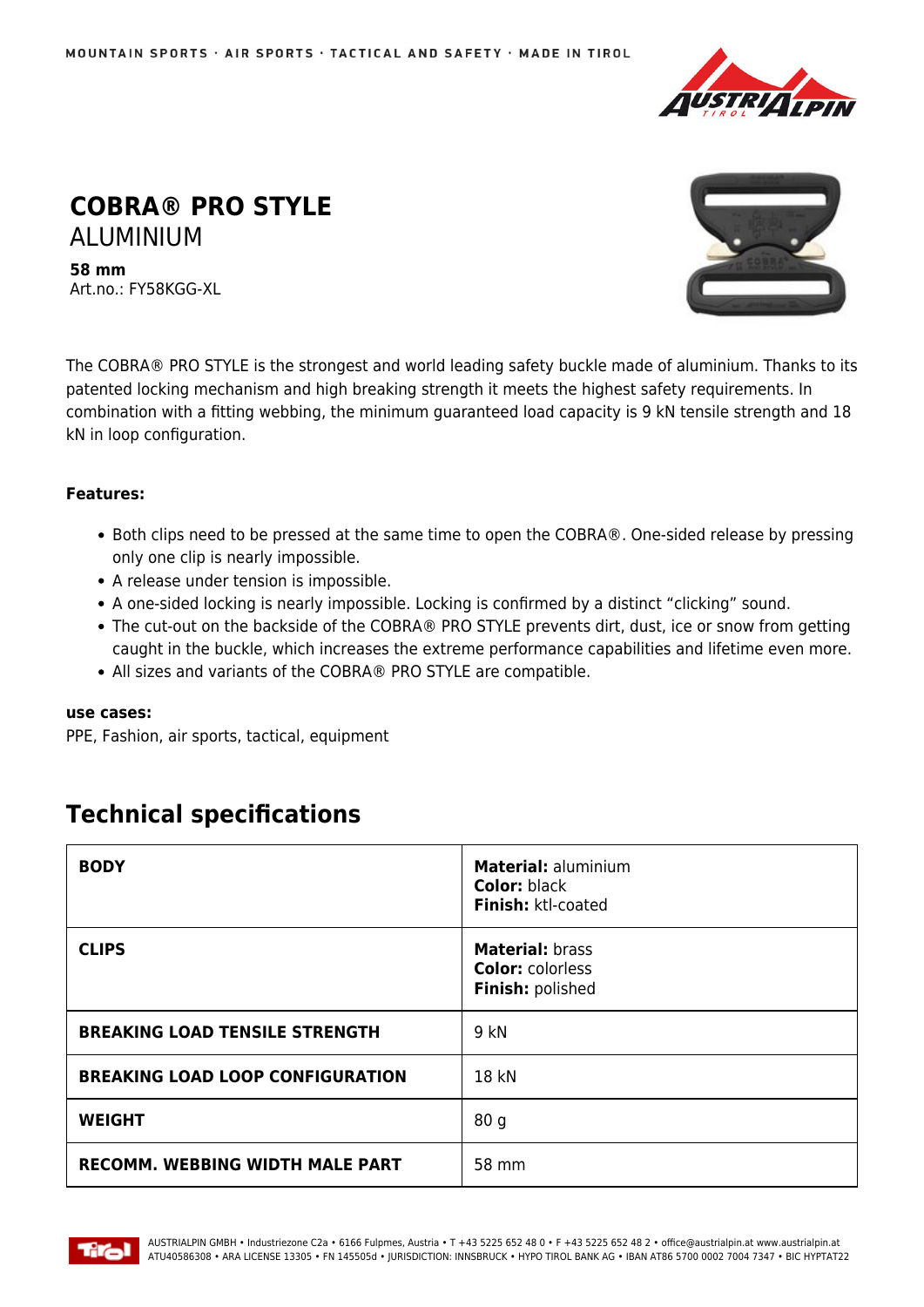MOUNTAIN SPORTS · AIR SPORTS · TACTICAL AND SAFETY · MADE IN TIROL

# COBRA® PRO STYLE
## ALUMINIUM

**58 mm**
Art.no.: FY58KGG-XL

The COBRA® PRO STYLE is the strongest and world leading safety buckle made of aluminium. Thanks to its patented locking mechanism and high breaking strength it meets the highest safety requirements. In combination with a fitting webbing, the minimum guaranteed load capacity is 9 kN tensile strength and 18 kN in loop configuration.

**Features:**

- Both clips need to be pressed at the same time to open the COBRA®. One-sided release by pressing only one clip is nearly impossible.
- A release under tension is impossible.
- A one-sided locking is nearly impossible. Locking is confirmed by a distinct "clicking" sound.
- The cut-out on the backside of the COBRA® PRO STYLE prevents dirt, dust, ice or snow from getting caught in the buckle, which increases the extreme performance capabilities and lifetime even more.
- All sizes and variants of the COBRA® PRO STYLE are compatible.

**use cases:**
PPE, Fashion, air sports, tactical, equipment

## Technical specifications

| | |
|---|---|
| **BODY** | **Material:** aluminium<br>**Color:** black<br>**Finish:** ktl-coated |
| **CLIPS** | **Material:** brass<br>**Color:** colorless<br>**Finish:** polished |
| **BREAKING LOAD TENSILE STRENGTH** | 9 kN |
| **BREAKING LOAD LOOP CONFIGURATION** | 18 kN |
| **WEIGHT** | 80 g |
| **RECOMM. WEBBING WIDTH MALE PART** | 58 mm |

AUSTRIALPIN GMBH • Industriezone C2a • 6166 Fulpmes, Austria • T +43 5225 652 48 0 • F +43 5225 652 48 2 • office@austrialpin.at www.austrialpin.at
ATU40586308 • ARA LICENSE 13305 • FN 145505d • JURISDICTION: INNSBRUCK • HYPO TIROL BANK AG • IBAN AT86 5700 0002 7004 7347 • BIC HYPTAT22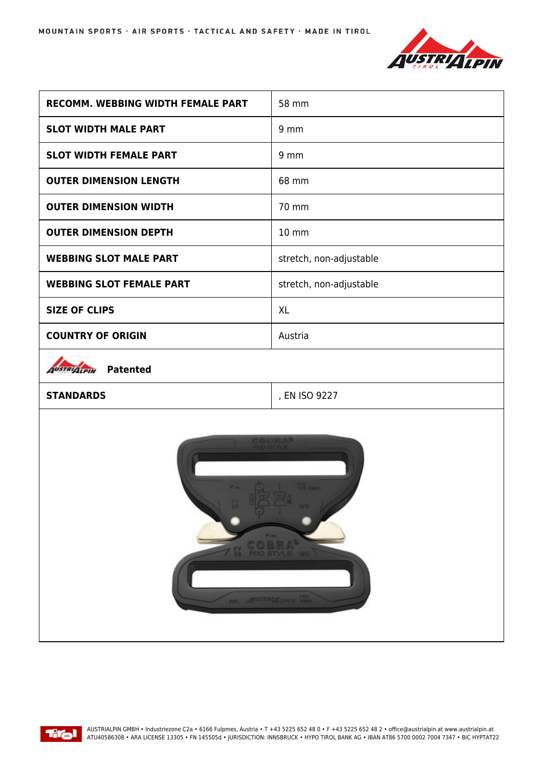| RECOMM. WEBBING WIDTH FEMALE PART | 58 mm |
| --- | --- |
| SLOT WIDTH MALE PART | 9 mm |
| SLOT WIDTH FEMALE PART | 9 mm |
| OUTER DIMENSION LENGTH | 68 mm |
| OUTER DIMENSION WIDTH | 70 mm |
| OUTER DIMENSION DEPTH | 10 mm |
| WEBBING SLOT MALE PART | stretch, non-adjustable |
| WEBBING SLOT FEMALE PART | stretch, non-adjustable |
| SIZE OF CLIPS | XL |
| COUNTRY OF ORIGIN | Austria |
| **Patented** | |
| STANDARDS | , EN ISO 9227 |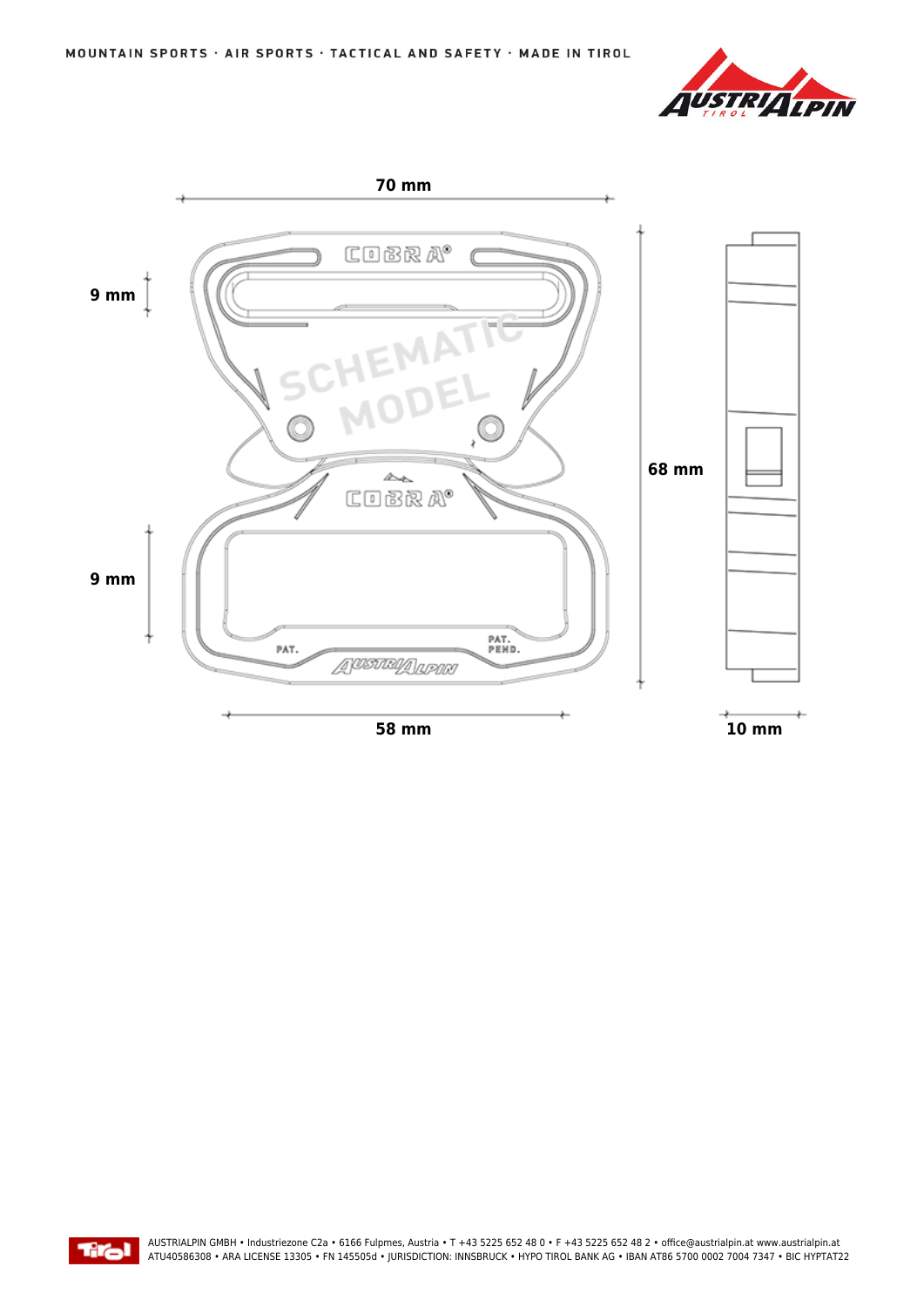MOUNTAIN SPORTS · AIR SPORTS · TACTICAL AND SAFETY · MADE IN TIROL

70 mm

9 mm

COBRA®

SCHEMATIC MODEL

COBRA®

9 mm

PAT.

PAT. PEND.

AUSTRIALPIN

68 mm

58 mm

10 mm

AUSTRIALPIN GMBH • Industriezone C2a • 6166 Fulpmes, Austria • T +43 5225 652 48 0 • F +43 5225 652 48 2 • office@austrialpin.at www.austrialpin.at
ATU40586308 • ARA LICENSE 13305 • FN 145505d • JURISDICTION: INNSBRUCK • HYPO TIROL BANK AG • IBAN AT86 5700 0002 7004 7347 • BIC HYPTAT22